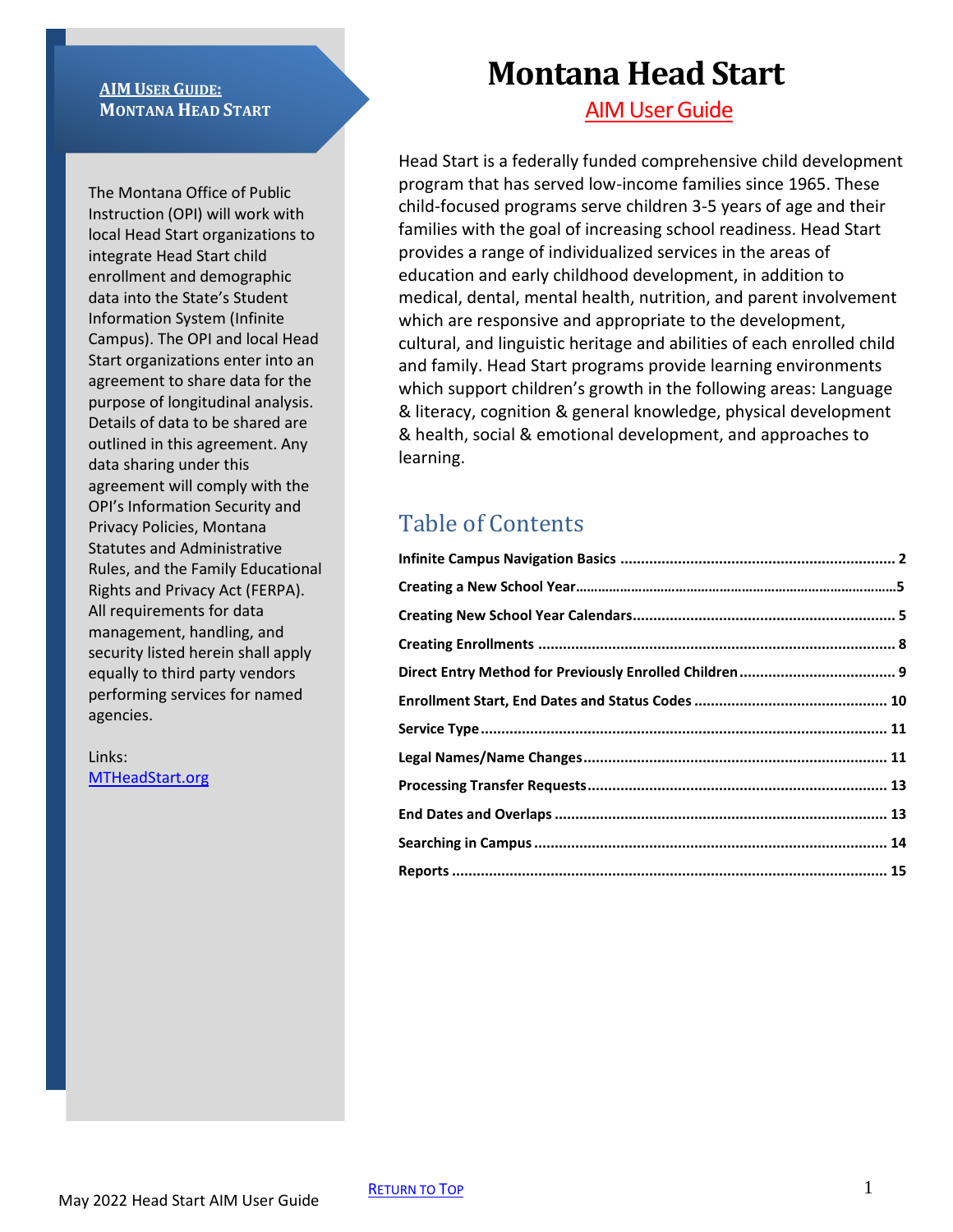# Montana Head Start

## AIM User Guide

Head Start is a federally funded comprehensive child development program that has served low-income families since 1965. These child-focused programs serve children 3-5 years of age and their families with the goal of increasing school readiness. Head Start provides a range of individualized services in the areas of education and early childhood development, in addition to medical, dental, mental health, nutrition, and parent involvement which are responsive and appropriate to the development, cultural, and linguistic heritage and abilities of each enrolled child and family. Head Start programs provide learning environments which support children's growth in the following areas: Language & literacy, cognition & general knowledge, physical development & health, social & emotional development, and approaches to learning.

**AIM USER GUIDE:**
**MONTANA HEAD START**

The Montana Office of Public Instruction (OPI) will work with local Head Start organizations to integrate Head Start child enrollment and demographic data into the State's Student Information System (Infinite Campus). The OPI and local Head Start organizations enter into an agreement to share data for the purpose of longitudinal analysis. Details of data to be shared are outlined in this agreement. Any data sharing under this agreement will comply with the OPI's Information Security and Privacy Policies, Montana Statutes and Administrative Rules, and the Family Educational Rights and Privacy Act (FERPA). All requirements for data management, handling, and security listed herein shall apply equally to third party vendors performing services for named agencies.

Links:
[MTHeadStart.org](MTHeadStart.org)

## Table of Contents

- **Infinite Campus Navigation Basics** .......... 2
- **Creating a New School Year** .......... 5
- **Creating New School Year Calendars** .......... 5
- **Creating Enrollments** .......... 8
- **Direct Entry Method for Previously Enrolled Children** .......... 9
- **Enrollment Start, End Dates and Status Codes** .......... 10
- **Service Type** .......... 11
- **Legal Names/Name Changes** .......... 11
- **Processing Transfer Requests** .......... 13
- **End Dates and Overlaps** .......... 13
- **Searching in Campus** .......... 14
- **Reports** .......... 15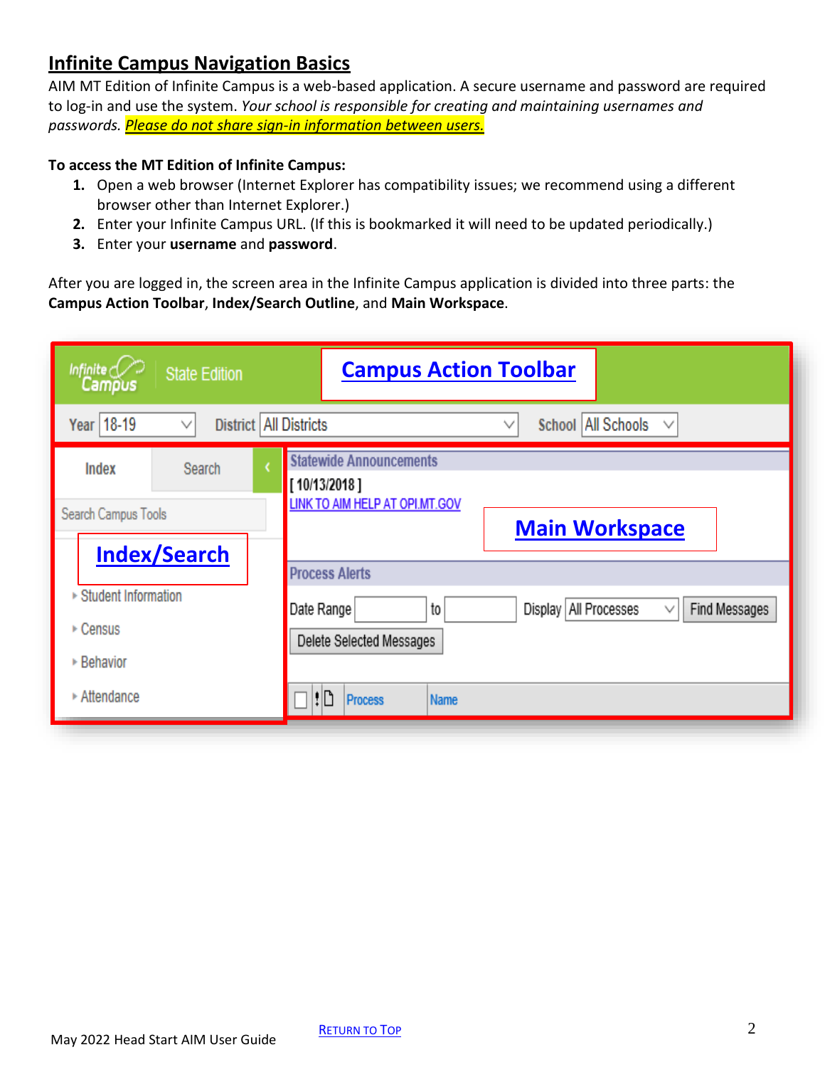## Infinite Campus Navigation Basics

AIM MT Edition of Infinite Campus is a web-based application. A secure username and password are required to log-in and use the system. *Your school is responsible for creating and maintaining usernames and passwords.* *Please do not share sign-in information between users.*

**To access the MT Edition of Infinite Campus:**

1. Open a web browser (Internet Explorer has compatibility issues; we recommend using a different browser other than Internet Explorer.)
2. Enter your Infinite Campus URL. (If this is bookmarked it will need to be updated periodically.)
3. Enter your **username** and **password**.

After you are logged in, the screen area in the Infinite Campus application is divided into three parts: the **Campus Action Toolbar**, **Index/Search Outline**, and **Main Workspace**.

Campus Action Toolbar

Index/Search

Main Workspace

May 2022 Head Start AIM User Guide

Return to Top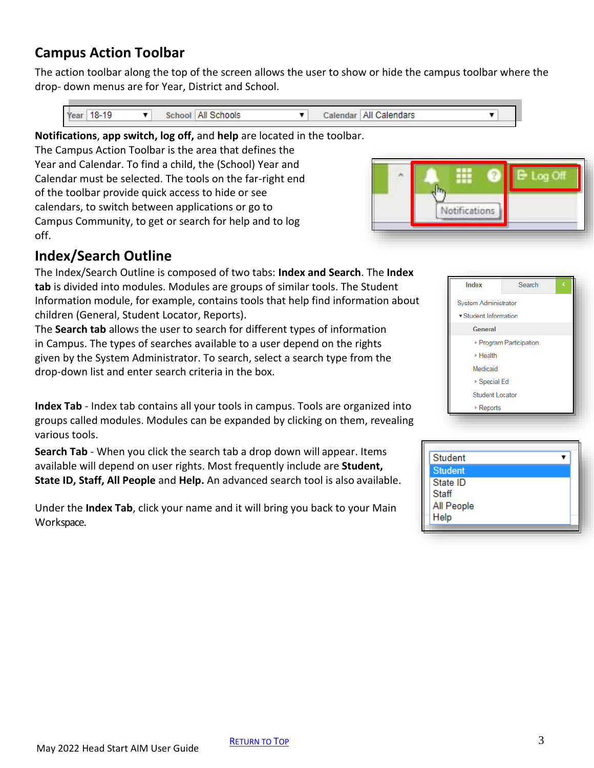## Campus Action Toolbar

The action toolbar along the top of the screen allows the user to show or hide the campus toolbar where the drop- down menus are for Year, District and School.

**Notifications**, **app switch, log off,** and **help** are located in the toolbar. The Campus Action Toolbar is the area that defines the Year and Calendar. To find a child, the (School) Year and Calendar must be selected. The tools on the far-right end of the toolbar provide quick access to hide or see calendars, to switch between applications or go to Campus Community, to get or search for help and to log off.

## Index/Search Outline

The Index/Search Outline is composed of two tabs: **Index and Search**. The **Index tab** is divided into modules. Modules are groups of similar tools. The Student Information module, for example, contains tools that help find information about children (General, Student Locator, Reports).

The **Search tab** allows the user to search for different types of information in Campus. The types of searches available to a user depend on the rights given by the System Administrator. To search, select a search type from the drop-down list and enter search criteria in the box.

**Index Tab** - Index tab contains all your tools in campus. Tools are organized into groups called modules. Modules can be expanded by clicking on them, revealing various tools.

**Search Tab** - When you click the search tab a drop down will appear. Items available will depend on user rights. Most frequently include are **Student, State ID, Staff, All People** and **Help.** An advanced search tool is also available.

Under the **Index Tab**, click your name and it will bring you back to your Main Workspace.

May 2022 Head Start AIM User Guide

RETURN TO TOP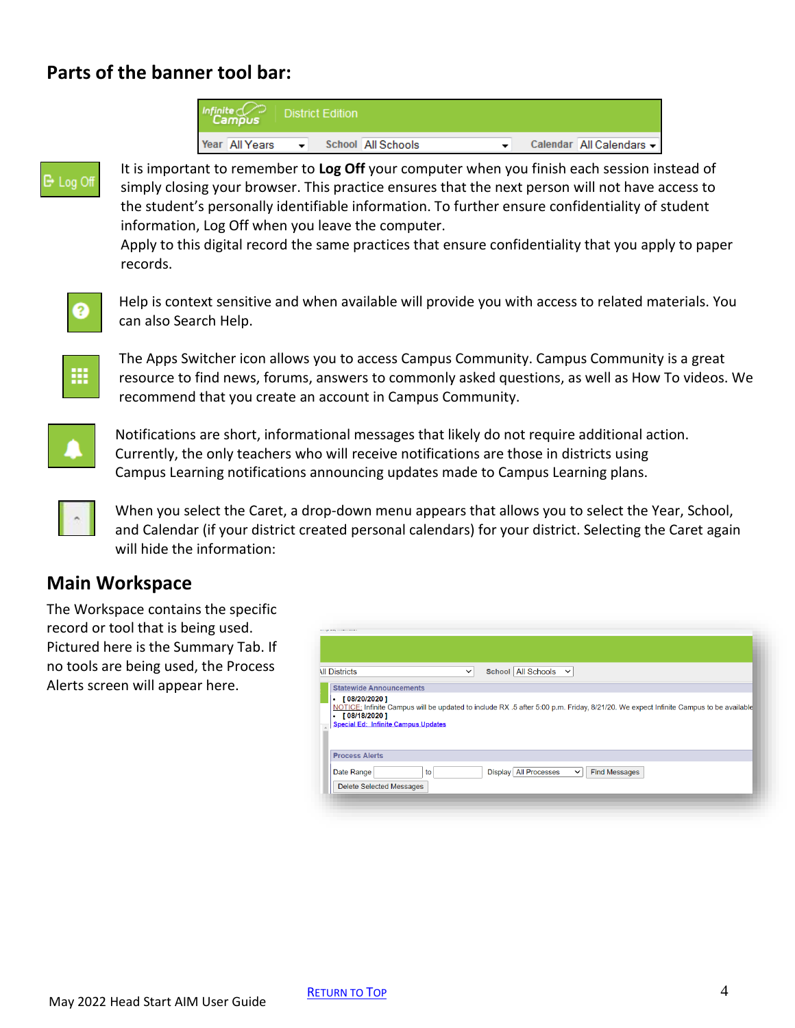## Parts of the banner tool bar:

It is important to remember to **Log Off** your computer when you finish each session instead of simply closing your browser. This practice ensures that the next person will not have access to the student's personally identifiable information. To further ensure confidentiality of student information, Log Off when you leave the computer.
Apply to this digital record the same practices that ensure confidentiality that you apply to paper records.

Help is context sensitive and when available will provide you with access to related materials. You can also Search Help.

The Apps Switcher icon allows you to access Campus Community. Campus Community is a great resource to find news, forums, answers to commonly asked questions, as well as How To videos. We recommend that you create an account in Campus Community.

Notifications are short, informational messages that likely do not require additional action. Currently, the only teachers who will receive notifications are those in districts using Campus Learning notifications announcing updates made to Campus Learning plans.

When you select the Caret, a drop-down menu appears that allows you to select the Year, School, and Calendar (if your district created personal calendars) for your district. Selecting the Caret again will hide the information:

## Main Workspace

The Workspace contains the specific record or tool that is being used. Pictured here is the Summary Tab. If no tools are being used, the Process Alerts screen will appear here.

May 2022 Head Start AIM User Guide

[RETURN TO TOP]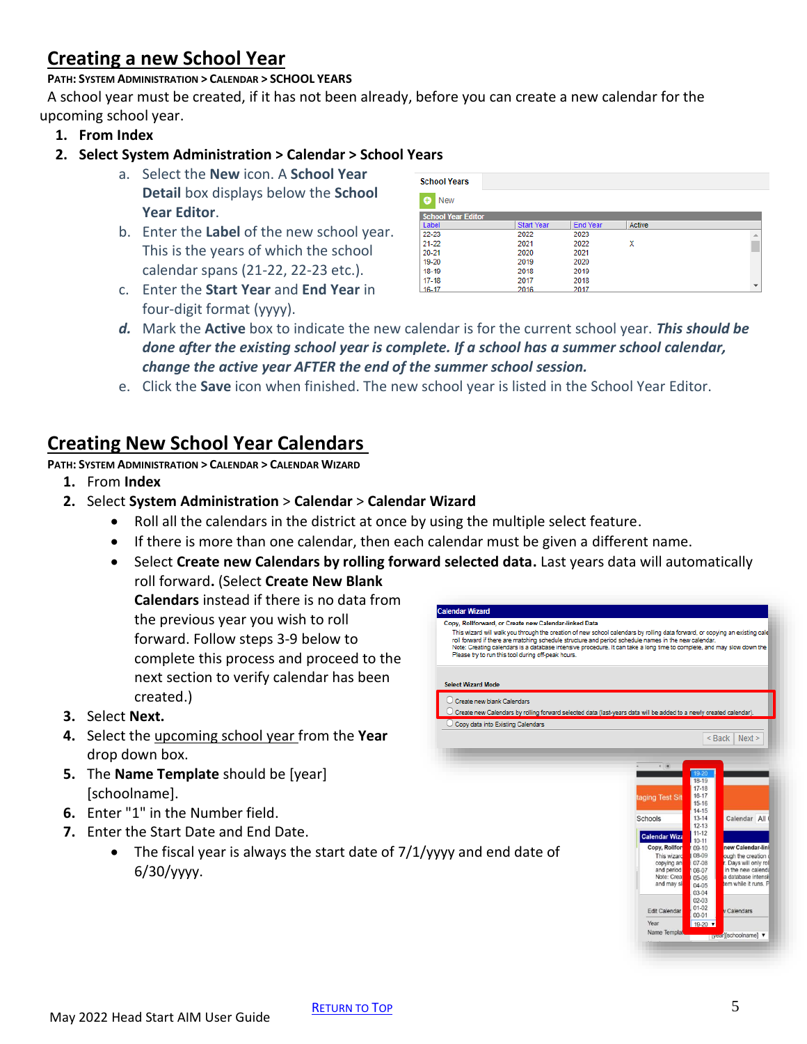## Creating a new School Year

**PATH: SYSTEM ADMINISTRATION > CALENDAR > SCHOOL YEARS**

A school year must be created, if it has not been already, before you can create a new calendar for the upcoming school year.

1. **From Index**
2. **Select System Administration > Calendar > School Years**
   a. Select the **New** icon. A **School Year Detail** box displays below the **School Year Editor**.
   b. Enter the **Label** of the new school year. This is the years of which the school calendar spans (21-22, 22-23 etc.).
   c. Enter the **Start Year** and **End Year** in four-digit format (yyyy).
   ***d.*** Mark the **Active** box to indicate the new calendar is for the current school year. ***This should be done after the existing school year is complete. If a school has a summer school calendar, change the active year AFTER the end of the summer school session.***
   e. Click the **Save** icon when finished. The new school year is listed in the School Year Editor.

## Creating New School Year Calendars

**PATH: SYSTEM ADMINISTRATION > CALENDAR > CALENDAR WIZARD**

1. From **Index**
2. Select **System Administration** > **Calendar** > **Calendar Wizard**
   - Roll all the calendars in the district at once by using the multiple select feature.
   - If there is more than one calendar, then each calendar must be given a different name.
   - Select **Create new Calendars by rolling forward selected data.** Last years data will automatically roll forward**.** (Select **Create New Blank Calendars** instead if there is no data from the previous year you wish to roll forward. Follow steps 3-9 below to complete this process and proceed to the next section to verify calendar has been created.)
3. Select **Next.**
4. Select the upcoming school year from the **Year** drop down box.
5. The **Name Template** should be [year] [schoolname].
6. Enter "1" in the Number field.
7. Enter the Start Date and End Date.
   - The fiscal year is always the start date of 7/1/yyyy and end date of 6/30/yyyy.

[RETURN TO TOP](#)

May 2022 Head Start AIM User Guide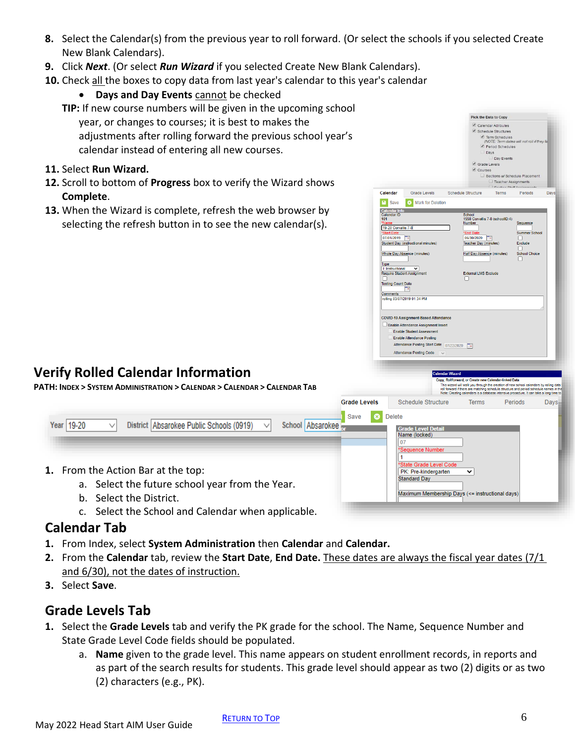8. Select the Calendar(s) from the previous year to roll forward. (Or select the schools if you selected Create New Blank Calendars).
9. Click ***Next***. (Or select ***Run Wizard*** if you selected Create New Blank Calendars).
10. Check all the boxes to copy data from last year's calendar to this year's calendar
    - **Days and Day Events** cannot be checked

    **TIP:** If new course numbers will be given in the upcoming school year, or changes to courses; it is best to makes the adjustments after rolling forward the previous school year's calendar instead of entering all new courses.
11. Select **Run Wizard.**
12. Scroll to bottom of **Progress** box to verify the Wizard shows **Complete**.
13. When the Wizard is complete, refresh the web browser by selecting the refresh button in to see the new calendar(s).

## Verify Rolled Calendar Information

**PATH: INDEX > SYSTEM ADMINISTRATION > CALENDAR > CALENDAR > CALENDAR TAB**

1. From the Action Bar at the top:
   a. Select the future school year from the Year.
   b. Select the District.
   c. Select the School and Calendar when applicable.

### Calendar Tab

1. From Index, select **System Administration** then **Calendar** and **Calendar.**
2. From the **Calendar** tab, review the **Start Date**, **End Date.** These dates are always the fiscal year dates (7/1 and 6/30), not the dates of instruction.
3. Select **Save**.

### Grade Levels Tab

1. Select the **Grade Levels** tab and verify the PK grade for the school. The Name, Sequence Number and State Grade Level Code fields should be populated.
   a. **Name** given to the grade level. This name appears on student enrollment records, in reports and as part of the search results for students. This grade level should appear as two (2) digits or as two (2) characters (e.g., PK).

[RETURN TO TOP]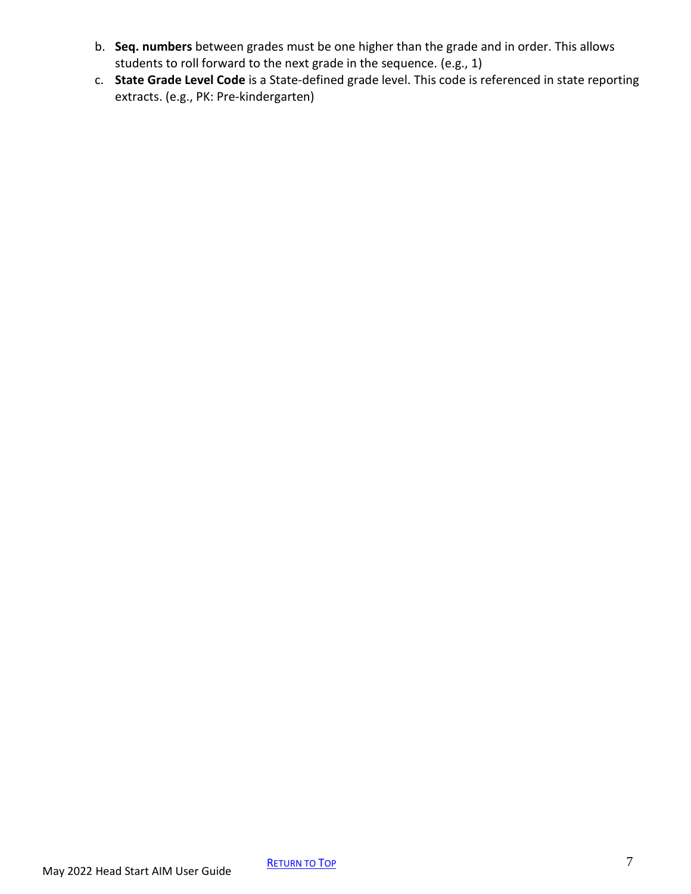b. **Seq. numbers** between grades must be one higher than the grade and in order. This allows students to roll forward to the next grade in the sequence. (e.g., 1)

c. **State Grade Level Code** is a State-defined grade level. This code is referenced in state reporting extracts. (e.g., PK: Pre-kindergarten)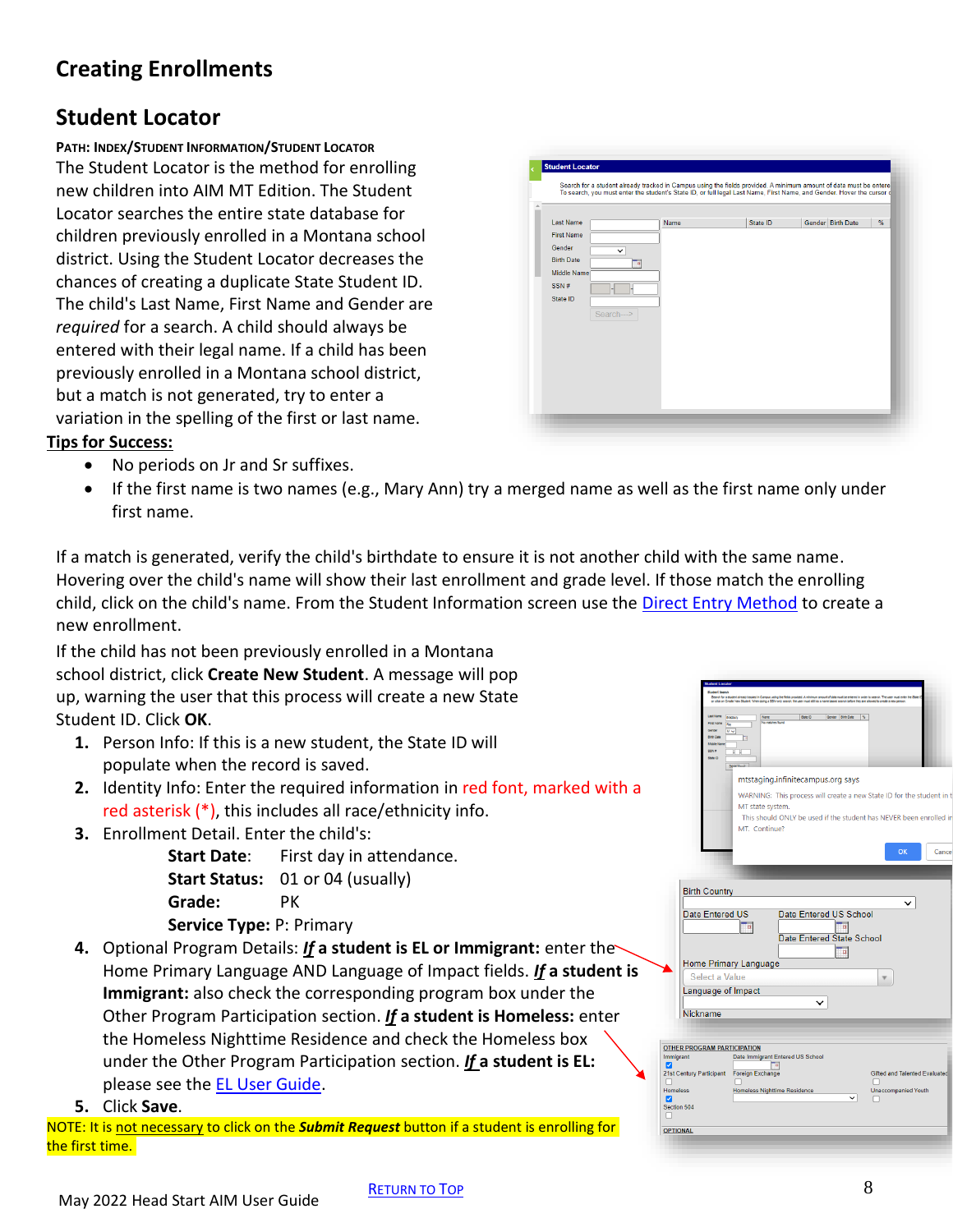## Creating Enrollments

## Student Locator

**PATH: INDEX/STUDENT INFORMATION/STUDENT LOCATOR**

The Student Locator is the method for enrolling new children into AIM MT Edition. The Student Locator searches the entire state database for children previously enrolled in a Montana school district. Using the Student Locator decreases the chances of creating a duplicate State Student ID. The child's Last Name, First Name and Gender are *required* for a search. A child should always be entered with their legal name. If a child has been previously enrolled in a Montana school district, but a match is not generated, try to enter a variation in the spelling of the first or last name.

**Tips for Success:**

- No periods on Jr and Sr suffixes.
- If the first name is two names (e.g., Mary Ann) try a merged name as well as the first name only under first name.

If a match is generated, verify the child's birthdate to ensure it is not another child with the same name. Hovering over the child's name will show their last enrollment and grade level. If those match the enrolling child, click on the child's name. From the Student Information screen use the Direct Entry Method to create a new enrollment.

If the child has not been previously enrolled in a Montana school district, click **Create New Student**. A message will pop up, warning the user that this process will create a new State Student ID. Click **OK**.

1. Person Info: If this is a new student, the State ID will populate when the record is saved.
2. Identity Info: Enter the required information in red font, marked with a red asterisk (*), this includes all race/ethnicity info.
3. Enrollment Detail. Enter the child's:
   **Start Date**: First day in attendance.
   **Start Status**: 01 or 04 (usually)
   **Grade**: PK
   **Service Type**: P: Primary
4. Optional Program Details: ***If* a student is EL or Immigrant:** enter the Home Primary Language AND Language of Impact fields. ***If* a student is Immigrant:** also check the corresponding program box under the Other Program Participation section. ***If* a student is Homeless:** enter the Homeless Nighttime Residence and check the Homeless box under the Other Program Participation section. ***If* a student is EL:** please see the EL User Guide.
5. Click **Save**.

NOTE: It is not necessary to click on the ***Submit Request*** button if a student is enrolling for the first time.

RETURN TO TOP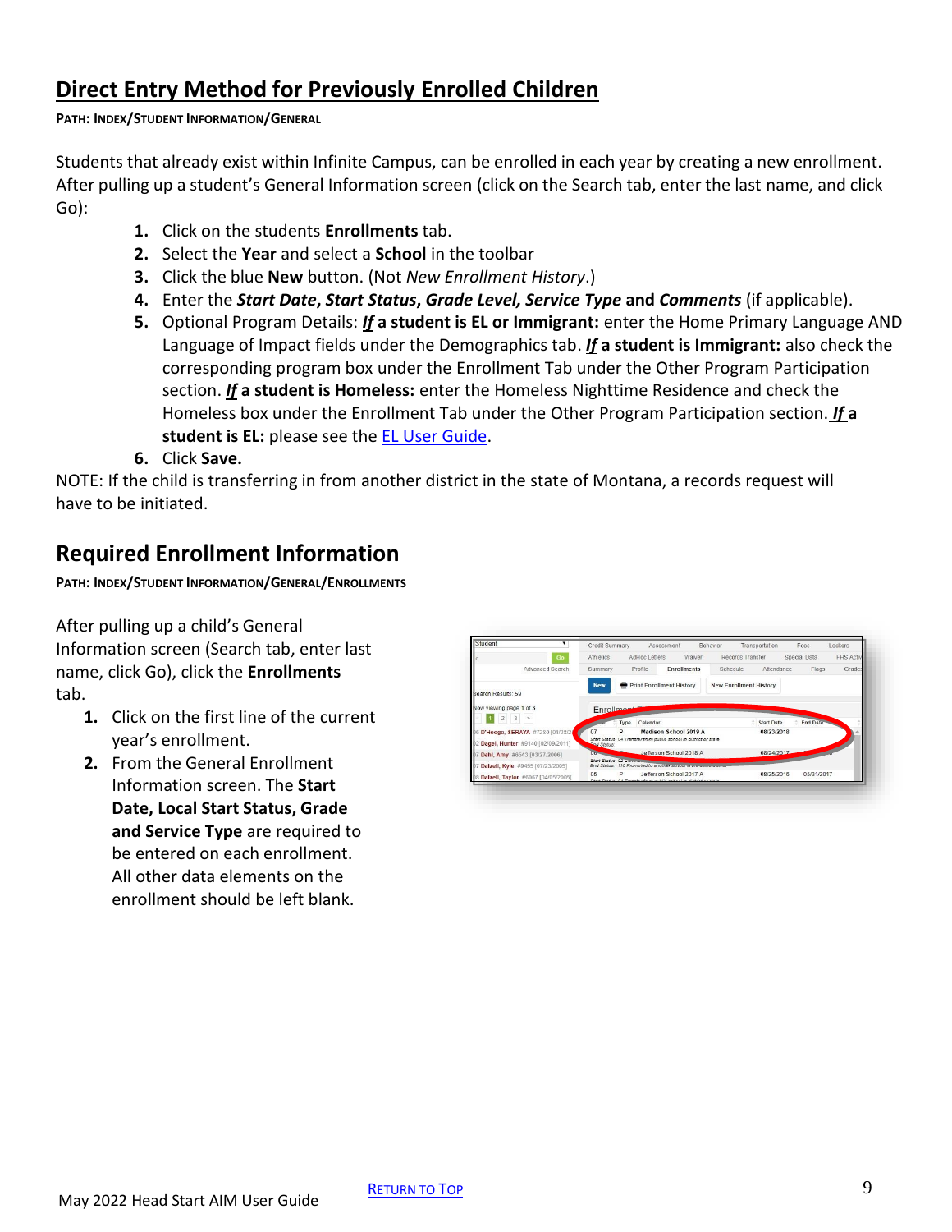## Direct Entry Method for Previously Enrolled Children

**PATH: INDEX/STUDENT INFORMATION/GENERAL**

Students that already exist within Infinite Campus, can be enrolled in each year by creating a new enrollment. After pulling up a student's General Information screen (click on the Search tab, enter the last name, and click Go):

1. Click on the students **Enrollments** tab.
2. Select the **Year** and select a **School** in the toolbar
3. Click the blue **New** button. (Not *New Enrollment History*.)
4. Enter the ***Start Date***, ***Start Status***, ***Grade Level, Service Type*** **and** ***Comments*** (if applicable).
5. Optional Program Details: ***If*** **a student is EL or Immigrant:** enter the Home Primary Language AND Language of Impact fields under the Demographics tab. ***If*** **a student is Immigrant:** also check the corresponding program box under the Enrollment Tab under the Other Program Participation section. ***If*** **a student is Homeless:** enter the Homeless Nighttime Residence and check the Homeless box under the Enrollment Tab under the Other Program Participation section. ***If*** **a student is EL:** please see the EL User Guide.
6. Click **Save.**

NOTE: If the child is transferring in from another district in the state of Montana, a records request will have to be initiated.

## Required Enrollment Information

**PATH: INDEX/STUDENT INFORMATION/GENERAL/ENROLLMENTS**

After pulling up a child's General Information screen (Search tab, enter last name, click Go), click the **Enrollments** tab.

1. Click on the first line of the current year's enrollment.
2. From the General Enrollment Information screen. The **Start Date, Local Start Status, Grade and Service Type** are required to be entered on each enrollment. All other data elements on the enrollment should be left blank.

May 2022 Head Start AIM User Guide

RETURN TO TOP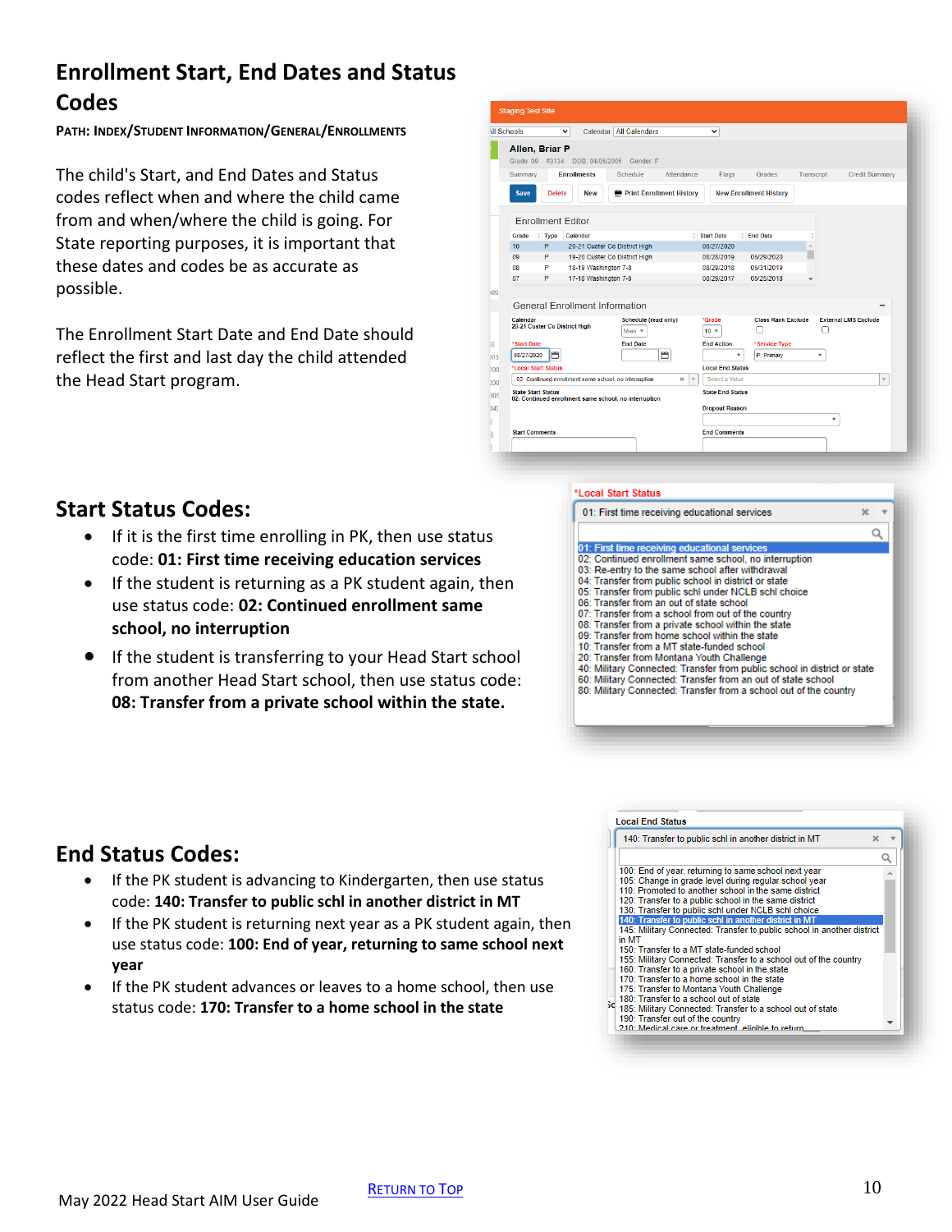## Enrollment Start, End Dates and Status Codes

PATH: INDEX/STUDENT INFORMATION/GENERAL/ENROLLMENTS

The child's Start, and End Dates and Status codes reflect when and where the child came from and when/where the child is going. For State reporting purposes, it is important that these dates and codes be as accurate as possible.

The Enrollment Start Date and End Date should reflect the first and last day the child attended the Head Start program.

## Start Status Codes:

- If it is the first time enrolling in PK, then use status code: **01: First time receiving education services**
- If the student is returning as a PK student again, then use status code: **02: Continued enrollment same school, no interruption**
- If the student is transferring to your Head Start school from another Head Start school, then use status code: **08: Transfer from a private school within the state.**

## End Status Codes:

- If the PK student is advancing to Kindergarten, then use status code: **140: Transfer to public schl in another district in MT**
- If the PK student is returning next year as a PK student again, then use status code: **100: End of year, returning to same school next year**
- If the PK student advances or leaves to a home school, then use status code: **170: Transfer to a home school in the state**

May 2022 Head Start AIM User Guide

RETURN TO TOP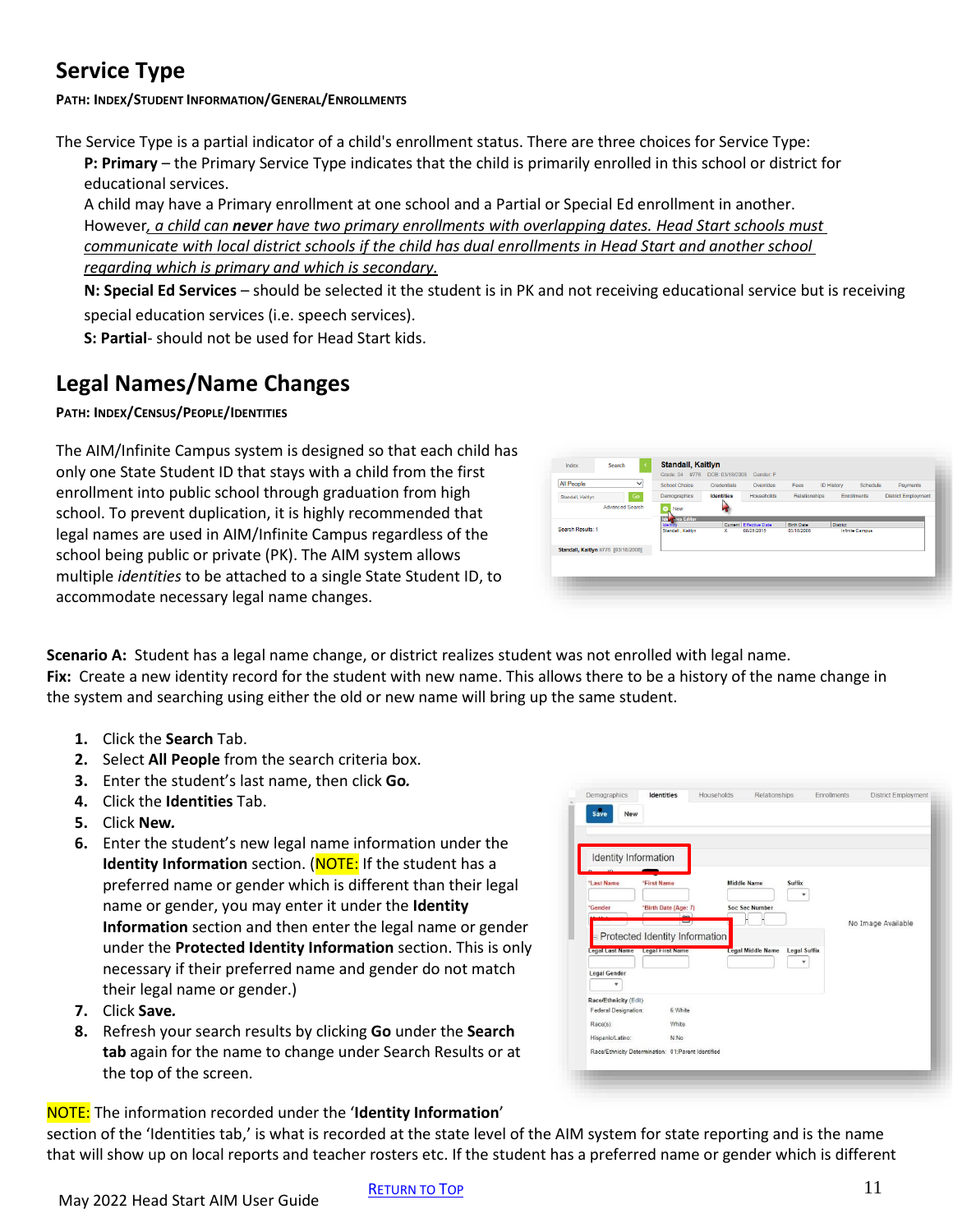## Service Type

**PATH: INDEX/STUDENT INFORMATION/GENERAL/ENROLLMENTS**

The Service Type is a partial indicator of a child's enrollment status. There are three choices for Service Type:

**P: Primary** – the Primary Service Type indicates that the child is primarily enrolled in this school or district for educational services.

A child may have a Primary enrollment at one school and a Partial or Special Ed enrollment in another. However, *a child can **never** have two primary enrollments with overlapping dates. Head Start schools must communicate with local district schools if the child has dual enrollments in Head Start and another school regarding which is primary and which is secondary.*

**N: Special Ed Services** – should be selected it the student is in PK and not receiving educational service but is receiving special education services (i.e. speech services).

**S: Partial**- should not be used for Head Start kids.

## Legal Names/Name Changes

**PATH: INDEX/CENSUS/PEOPLE/IDENTITIES**

The AIM/Infinite Campus system is designed so that each child has only one State Student ID that stays with a child from the first enrollment into public school through graduation from high school. To prevent duplication, it is highly recommended that legal names are used in AIM/Infinite Campus regardless of the school being public or private (PK). The AIM system allows multiple *identities* to be attached to a single State Student ID, to accommodate necessary legal name changes.

**Scenario A:** Student has a legal name change, or district realizes student was not enrolled with legal name.
**Fix:** Create a new identity record for the student with new name. This allows there to be a history of the name change in the system and searching using either the old or new name will bring up the same student.

1. Click the **Search** Tab.
2. Select **All People** from the search criteria box.
3. Enter the student's last name, then click **Go.**
4. Click the **Identities** Tab.
5. Click **New.**
6. Enter the student's new legal name information under the **Identity Information** section. (NOTE: If the student has a preferred name or gender which is different than their legal name or gender, you may enter it under the **Identity Information** section and then enter the legal name or gender under the **Protected Identity Information** section. This is only necessary if their preferred name and gender do not match their legal name or gender.)
7. Click **Save.**
8. Refresh your search results by clicking **Go** under the **Search tab** again for the name to change under Search Results or at the top of the screen.

NOTE: The information recorded under the '**Identity Information**' section of the 'Identities tab,' is what is recorded at the state level of the AIM system for state reporting and is the name that will show up on local reports and teacher rosters etc. If the student has a preferred name or gender which is different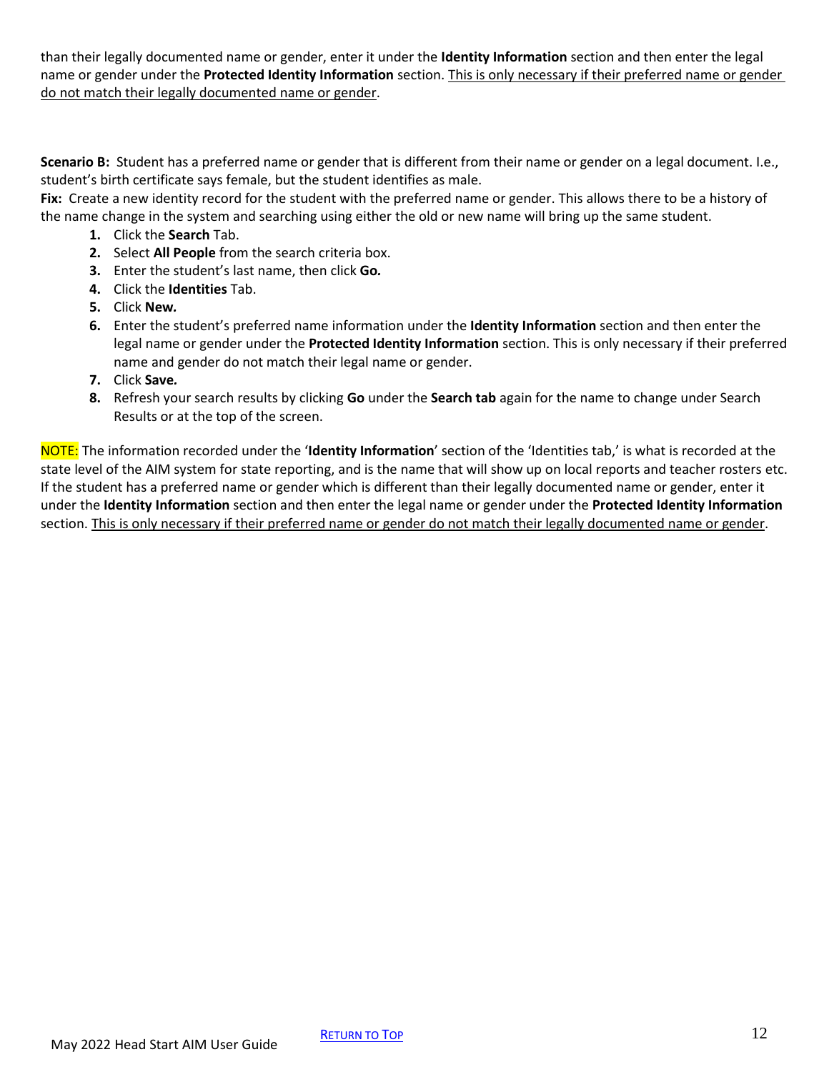than their legally documented name or gender, enter it under the **Identity Information** section and then enter the legal name or gender under the **Protected Identity Information** section. <u>This is only necessary if their preferred name or gender do not match their legally documented name or gender</u>.

**Scenario B:** Student has a preferred name or gender that is different from their name or gender on a legal document. I.e., student's birth certificate says female, but the student identifies as male.

**Fix:** Create a new identity record for the student with the preferred name or gender. This allows there to be a history of the name change in the system and searching using either the old or new name will bring up the same student.

1. Click the **Search** Tab.
2. Select **All People** from the search criteria box.
3. Enter the student's last name, then click ***Go.***
4. Click the **Identities** Tab.
5. Click ***New.***
6. Enter the student's preferred name information under the **Identity Information** section and then enter the legal name or gender under the **Protected Identity Information** section. This is only necessary if their preferred name and gender do not match their legal name or gender.
7. Click ***Save.***
8. Refresh your search results by clicking **Go** under the **Search tab** again for the name to change under Search Results or at the top of the screen.

NOTE: The information recorded under the '**Identity Information**' section of the 'Identities tab,' is what is recorded at the state level of the AIM system for state reporting, and is the name that will show up on local reports and teacher rosters etc. If the student has a preferred name or gender which is different than their legally documented name or gender, enter it under the **Identity Information** section and then enter the legal name or gender under the **Protected Identity Information** section. <u>This is only necessary if their preferred name or gender do not match their legally documented name or gender</u>.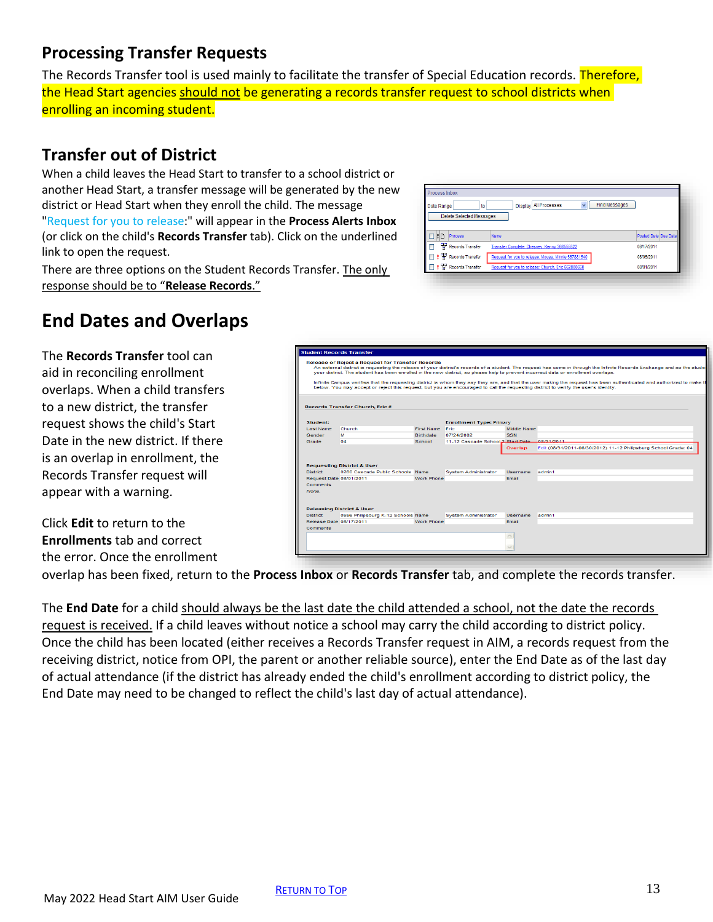## Processing Transfer Requests

The Records Transfer tool is used mainly to facilitate the transfer of Special Education records. Therefore, the Head Start agencies should not be generating a records transfer request to school districts when enrolling an incoming student.

## Transfer out of District

When a child leaves the Head Start to transfer to a school district or another Head Start, a transfer message will be generated by the new district or Head Start when they enroll the child. The message "Request for you to release:" will appear in the **Process Alerts Inbox** (or click on the child's **Records Transfer** tab). Click on the underlined link to open the request.

There are three options on the Student Records Transfer. The only response should be to "**Release Records**."

# End Dates and Overlaps

The **Records Transfer** tool can aid in reconciling enrollment overlaps. When a child transfers to a new district, the transfer request shows the child's Start Date in the new district. If there is an overlap in enrollment, the Records Transfer request will appear with a warning.

Click **Edit** to return to the **Enrollments** tab and correct the error. Once the enrollment overlap has been fixed, return to the **Process Inbox** or **Records Transfer** tab, and complete the records transfer.

The **End Date** for a child should always be the last date the child attended a school, not the date the records request is received. If a child leaves without notice a school may carry the child according to district policy. Once the child has been located (either receives a Records Transfer request in AIM, a records request from the receiving district, notice from OPI, the parent or another reliable source), enter the End Date as of the last day of actual attendance (if the district has already ended the child's enrollment according to district policy, the End Date may need to be changed to reflect the child's last day of actual attendance).

May 2022 Head Start AIM User Guide

Return to Top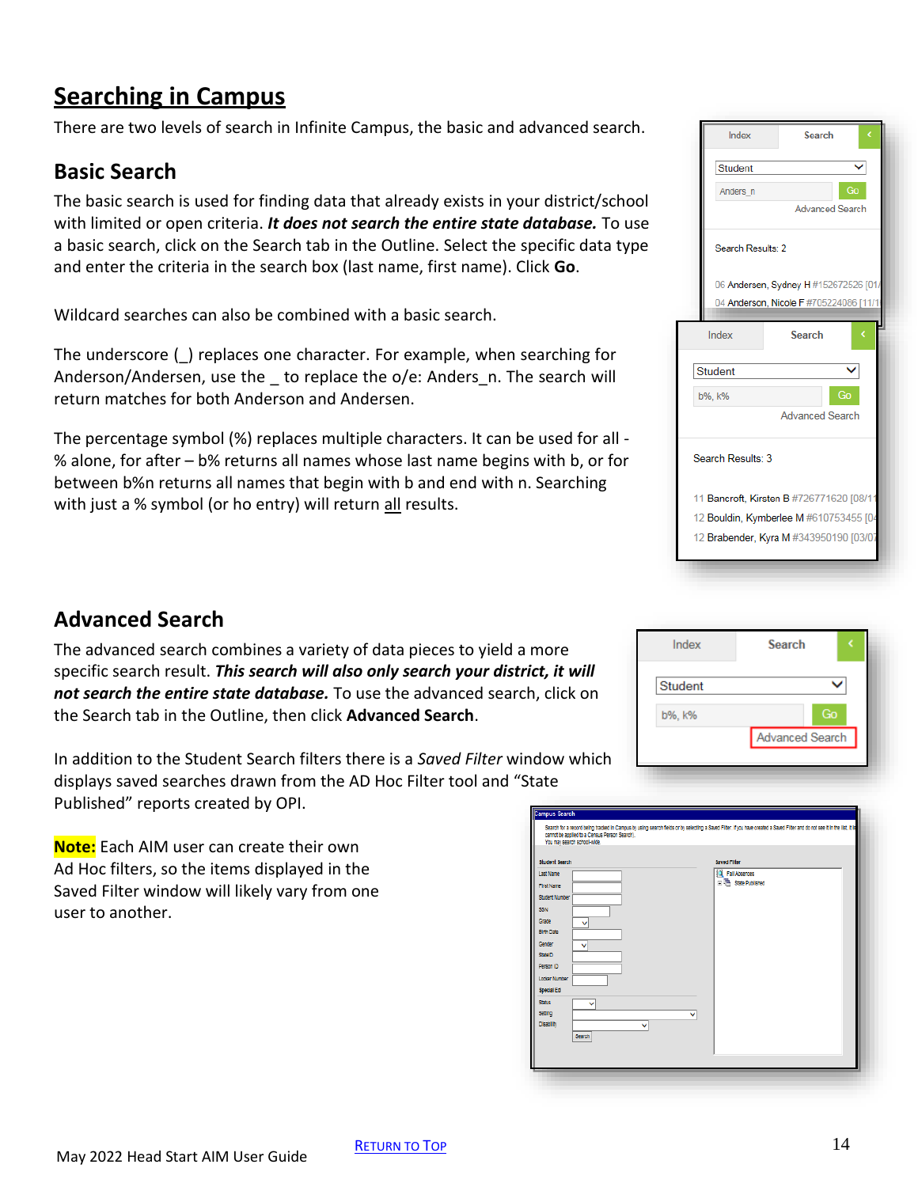# Searching in Campus

There are two levels of search in Infinite Campus, the basic and advanced search.

## Basic Search

The basic search is used for finding data that already exists in your district/school with limited or open criteria. ***It does not search the entire state database.*** To use a basic search, click on the Search tab in the Outline. Select the specific data type and enter the criteria in the search box (last name, first name). Click **Go**.

Wildcard searches can also be combined with a basic search.

The underscore (_) replaces one character. For example, when searching for Anderson/Andersen, use the _ to replace the o/e: Anders_n. The search will return matches for both Anderson and Andersen.

The percentage symbol (%) replaces multiple characters. It can be used for all - % alone, for after – b% returns all names whose last name begins with b, or for between b%n returns all names that begin with b and end with n. Searching with just a % symbol (or ho entry) will return all results.

## Advanced Search

The advanced search combines a variety of data pieces to yield a more specific search result. ***This search will also only search your district, it will not search the entire state database.*** To use the advanced search, click on the Search tab in the Outline, then click **Advanced Search**.

In addition to the Student Search filters there is a *Saved Filter* window which displays saved searches drawn from the AD Hoc Filter tool and "State Published" reports created by OPI.

**Note:** Each AIM user can create their own Ad Hoc filters, so the items displayed in the Saved Filter window will likely vary from one user to another.

Return to Top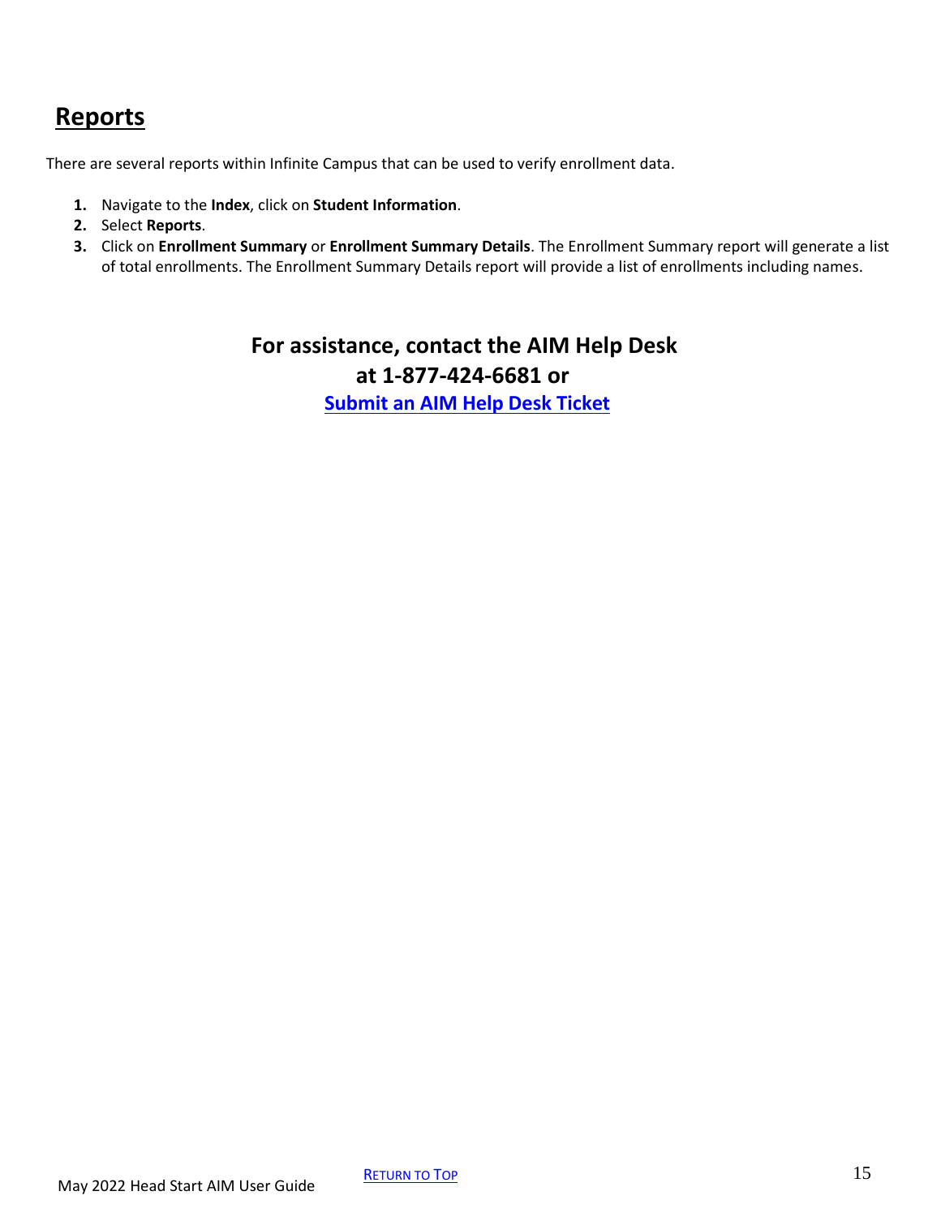## Reports

There are several reports within Infinite Campus that can be used to verify enrollment data.

1. Navigate to the **Index**, click on **Student Information**.
2. Select **Reports**.
3. Click on **Enrollment Summary** or **Enrollment Summary Details**. The Enrollment Summary report will generate a list of total enrollments. The Enrollment Summary Details report will provide a list of enrollments including names.

**For assistance, contact the AIM Help Desk at 1-877-424-6681 or**

**Submit an AIM Help Desk Ticket**